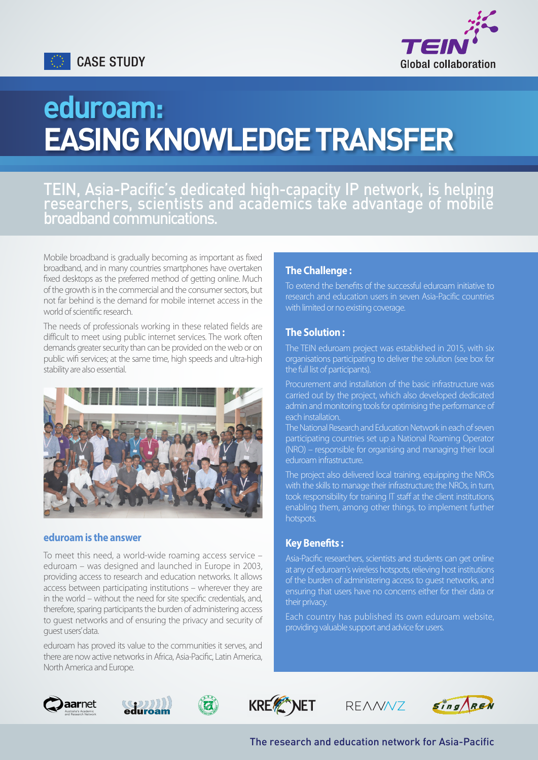CASE STUDY

TEIN Global collaboration

# eduroam: EASING KNOWLEDGE TRANSFER

## TEIN, Asia-Pacific's dedicated high-capacity IP network, is helping researchers, scientists and academics take advantage of mobile broadband communications.

Mobile broadband is gradually becoming as important as fixed broadband, and in many countries smartphones have overtaken fixed desktops as the preferred method of getting online. Much of the growth is in the commercial and the consumer sectors, but not far behind is the demand for mobile internet access in the world of scientific research.

The needs of professionals working in these related fields are difficult to meet using public internet services. The work often demands greater security than can be provided on the web or on public wifi services; at the same time, high speeds and ultra-high stability are also essential.

### eduroam is the answer

To meet this need, a world-wide roaming access service – eduroam – was designed and launched in Europe in 2003, providing access to research and education networks. It allows access between participating institutions – wherever they are in the world – without the need for site specific credentials, and, therefore, sparing participants the burden of administering access to guest networks and of ensuring the privacy and security of guest users' data.

eduroam has proved its value to the communities it serves, and there are now active networks in Africa, Asia-Pacific, Latin America, North America and Europe.

### The Challenge :

To extend the benefits of the successful eduroam initiative to research and education users in seven Asia-Pacific countries with limited or no existing coverage.

### The Solution :

The TEIN eduroam project was established in 2015, with six organisations participating to deliver the solution (see box for the full list of participants).

Procurement and installation of the basic infrastructure was carried out by the project, which also developed dedicated admin and monitoring tools for optimising the performance of each installation.
The National Research and Education Network in each of seven participating countries set up a National Roaming Operator (NRO) – responsible for organising and managing their local eduroam infrastructure.

The project also delivered local training, equipping the NROs with the skills to manage their infrastructure; the NROs, in turn, took responsibility for training IT staff at the client institutions, enabling them, among other things, to implement further hotspots.

### Key Benefits :

Asia-Pacific researchers, scientists and students can get online at any of eduroam's wireless hotspots, relieving host institutions of the burden of administering access to guest networks, and ensuring that users have no concerns either for their data or their privacy.

Each country has published its own eduroam website, providing valuable support and advice for users.

aarnet Australia's Academic and Research Network | eduroam | KREONET | REANNZ | SingAREN

The research and education network for Asia-Pacific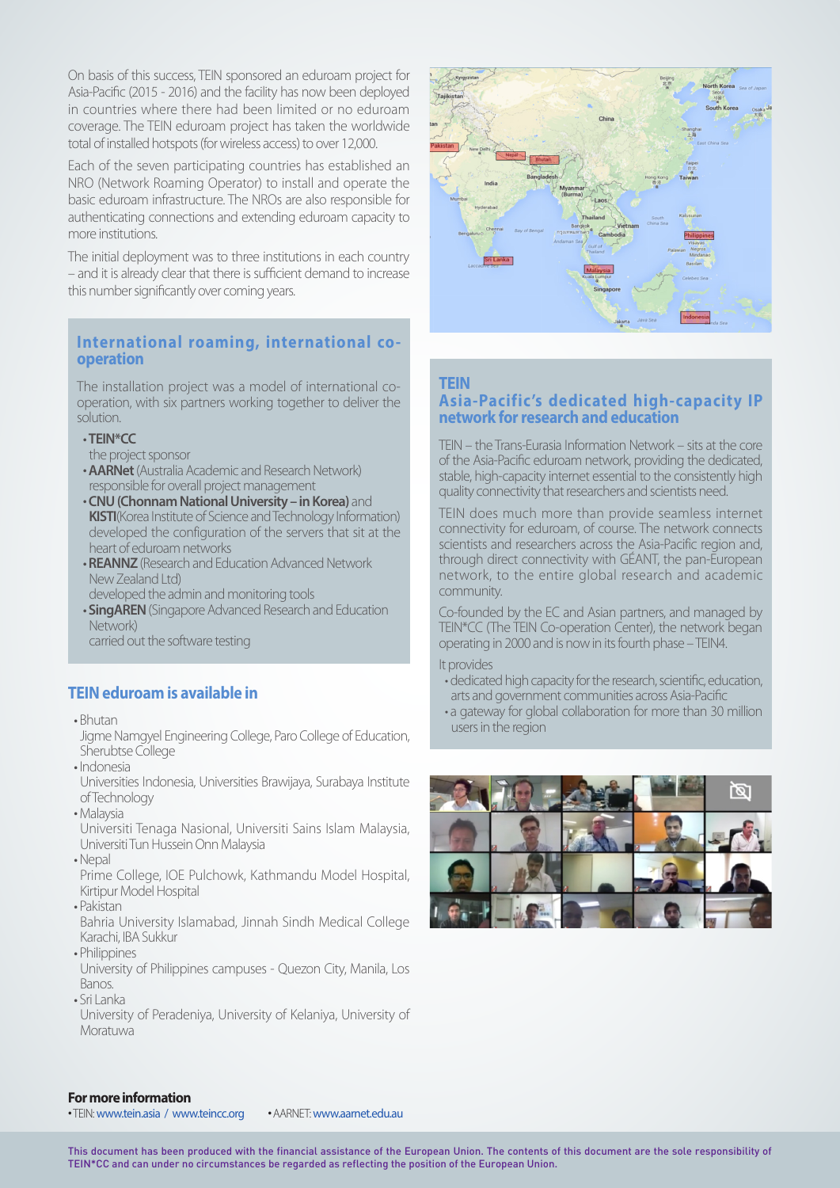On basis of this success, TEIN sponsored an eduroam project for Asia-Pacific (2015 - 2016) and the facility has now been deployed in countries where there had been limited or no eduroam coverage. The TEIN eduroam project has taken the worldwide total of installed hotspots (for wireless access) to over 12,000.

Each of the seven participating countries has established an NRO (Network Roaming Operator) to install and operate the basic eduroam infrastructure. The NROs are also responsible for authenticating connections and extending eduroam capacity to more institutions.

The initial deployment was to three institutions in each country – and it is already clear that there is sufficient demand to increase this number significantly over coming years.

## International roaming, international co-operation

The installation project was a model of international co-operation, with six partners working together to deliver the solution.

- **TEIN*CC**
  the project sponsor
- **AARNet** (Australia Academic and Research Network)
  responsible for overall project management
- **CNU (Chonnam National University – in Korea)** and **KISTI** (Korea Institute of Science and Technology Information)
  developed the configuration of the servers that sit at the heart of eduroam networks
- **REANNZ** (Research and Education Advanced Network New Zealand Ltd)
  developed the admin and monitoring tools
- **SingAREN** (Singapore Advanced Research and Education Network)
  carried out the software testing

## TEIN eduroam is available in

- Bhutan
  Jigme Namgyel Engineering College, Paro College of Education, Sherubtse College
- Indonesia
  Universities Indonesia, Universities Brawijaya, Surabaya Institute of Technology
- Malaysia
  Universiti Tenaga Nasional, Universiti Sains Islam Malaysia, Universiti Tun Hussein Onn Malaysia
- Nepal
  Prime College, IOE Pulchowk, Kathmandu Model Hospital, Kirtipur Model Hospital
- Pakistan
  Bahria University Islamabad, Jinnah Sindh Medical College Karachi, IBA Sukkur
- Philippines
  University of Philippines campuses - Quezon City, Manila, Los Banos.
- Sri Lanka
  University of Peradeniya, University of Kelaniya, University of Moratuwa

## TEIN
## Asia-Pacific's dedicated high-capacity IP network for research and education

TEIN – the Trans-Eurasia Information Network – sits at the core of the Asia-Pacific eduroam network, providing the dedicated, stable, high-capacity internet essential to the consistently high quality connectivity that researchers and scientists need.

TEIN does much more than provide seamless internet connectivity for eduroam, of course. The network connects scientists and researchers across the Asia-Pacific region and, through direct connectivity with GÉANT, the pan-European network, to the entire global research and academic community.

Co-founded by the EC and Asian partners, and managed by TEIN*CC (The TEIN Co-operation Center), the network began operating in 2000 and is now in its fourth phase – TEIN4.

It provides

- dedicated high capacity for the research, scientific, education, arts and government communities across Asia-Pacific
- a gateway for global collaboration for more than 30 million users in the region

**For more information**

- TEIN: www.tein.asia / www.teincc.org
- AARNET: www.aarnet.edu.au

This document has been produced with the financial assistance of the European Union. The contents of this document are the sole responsibility of TEIN*CC and can under no circumstances be regarded as reflecting the position of the European Union.